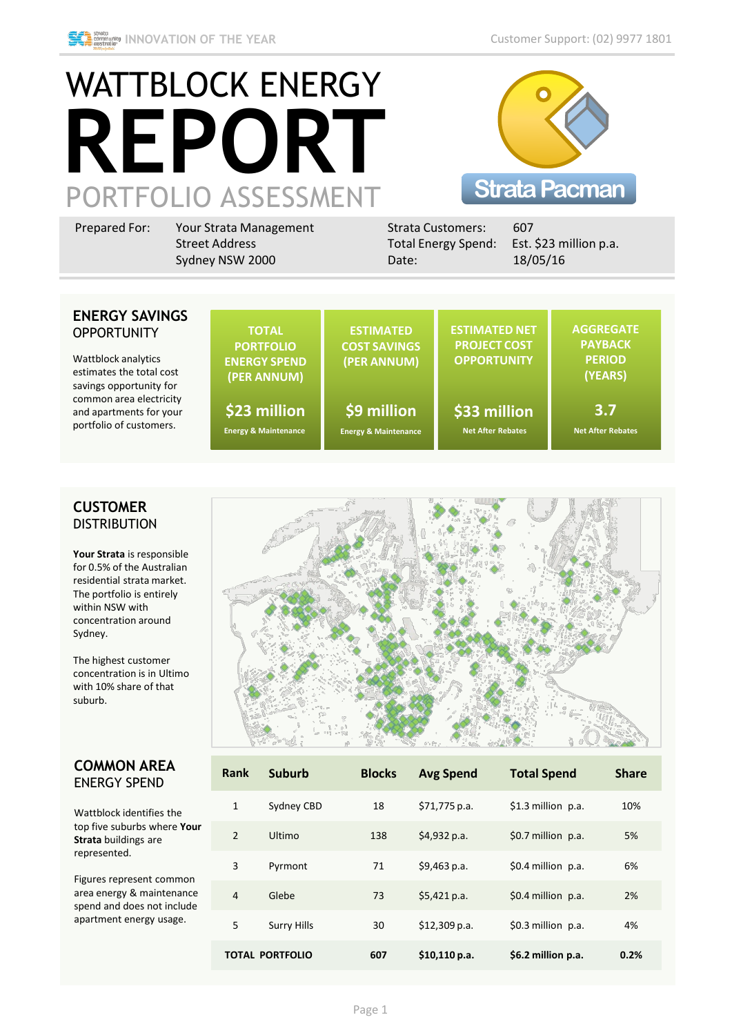INNOVATION OF THE YEAR

Customer Support: (02) 9977 1801

# WATTBLOCK ENERGY REPORT

## PORTFOLIO ASSESSMENT

Strata Pacman

| | | | |
|---|---|---|---|
| Prepared For: | Your Strata Management<br>Street Address<br>Sydney NSW 2000 | Strata Customers:<br>Total Energy Spend:<br>Date: | 607<br>Est. $23 million p.a.<br>18/05/16 |

## ENERGY SAVINGS OPPORTUNITY

Wattblock analytics estimates the total cost savings opportunity for common area electricity and apartments for your portfolio of customers.

| TOTAL PORTFOLIO ENERGY SPEND (PER ANNUM) | ESTIMATED COST SAVINGS (PER ANNUM) | ESTIMATED NET PROJECT COST OPPORTUNITY | AGGREGATE PAYBACK PERIOD (YEARS) |
|---|---|---|---|
| $23 million<br>Energy & Maintenance | $9 million<br>Energy & Maintenance | $33 million<br>Net After Rebates | 3.7<br>Net After Rebates |

## CUSTOMER DISTRIBUTION

**Your Strata** is responsible for 0.5% of the Australian residential strata market. The portfolio is entirely within NSW with concentration around Sydney.

The highest customer concentration is in Ultimo with 10% share of that suburb.

## COMMON AREA ENERGY SPEND

Wattblock identifies the top five suburbs where **Your Strata** buildings are represented.

Figures represent common area energy & maintenance spend and does not include apartment energy usage.

| Rank | Suburb | Blocks | Avg Spend | Total Spend | Share |
|---|---|---|---|---|---|
| 1 | Sydney CBD | 18 | $71,775 p.a. | $1.3 million p.a. | 10% |
| 2 | Ultimo | 138 | $4,932 p.a. | $0.7 million p.a. | 5% |
| 3 | Pyrmont | 71 | $9,463 p.a. | $0.4 million p.a. | 6% |
| 4 | Glebe | 73 | $5,421 p.a. | $0.4 million p.a. | 2% |
| 5 | Surry Hills | 30 | $12,309 p.a. | $0.3 million p.a. | 4% |
| **TOTAL PORTFOLIO** | | **607** | **$10,110 p.a.** | **$6.2 million p.a.** | **0.2%** |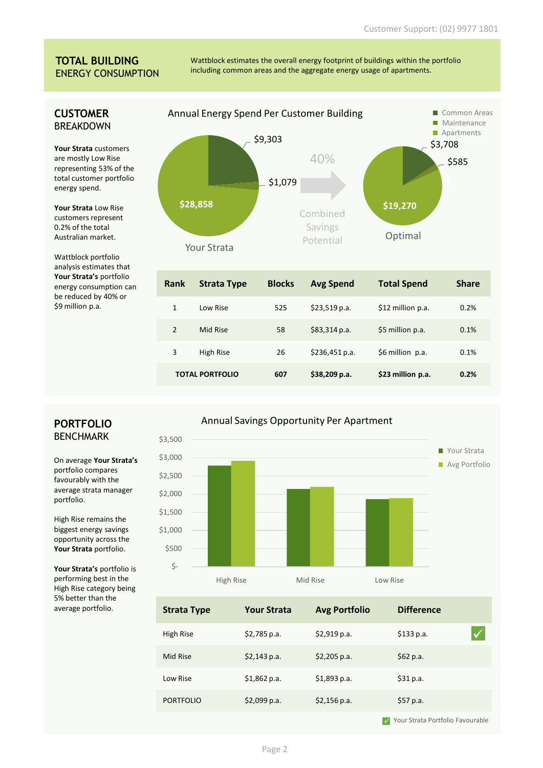Customer Support: (02) 9977 1801

# TOTAL BUILDING ENERGY CONSUMPTION

Wattblock estimates the overall energy footprint of buildings within the portfolio including common areas and the aggregate energy usage of apartments.

## CUSTOMER BREAKDOWN

**Your Strata** customers are mostly Low Rise representing 53% of the total customer portfolio energy spend.

**Your Strata** Low Rise customers represent 0.2% of the total Australian market.

Wattblock portfolio analysis estimates that **Your Strata's** portfolio energy consumption can be reduced by 40% or $9 million p.a.

### Annual Energy Spend Per Customer Building

Legend: Common Areas, Maintenance, Apartments

Your Strata: $9,303 / $1,079 / $28,858

40% Combined Savings Potential

Optimal: $3,708 / $585 / $19,270

| Rank | Strata Type | Blocks | Avg Spend | Total Spend | Share |
|---|---|---|---|---|---|
| 1 | Low Rise | 525 | $23,519 p.a. | $12 million p.a. | 0.2% |
| 2 | Mid Rise | 58 | $83,314 p.a. | $5 million p.a. | 0.1% |
| 3 | High Rise | 26 | $236,451 p.a. | $6 million p.a. | 0.1% |
| **TOTAL PORTFOLIO** | | **607** | **$38,209 p.a.** | **$23 million p.a.** | **0.2%** |

## PORTFOLIO BENCHMARK

On average **Your Strata's** portfolio compares favourably with the average strata manager portfolio.

High Rise remains the biggest energy savings opportunity across the **Your Strata** portfolio.

**Your Strata's** portfolio is performing best in the High Rise category being 5% better than the average portfolio.

### Annual Savings Opportunity Per Apartment

| Strata Type | Your Strata | Avg Portfolio | Difference |
|---|---|---|---|
| High Rise | $2,785 p.a. | $2,919 p.a. | $133 p.a. ✓ |
| Mid Rise | $2,143 p.a. | $2,205 p.a. | $62 p.a. |
| Low Rise | $1,862 p.a. | $1,893 p.a. | $31 p.a. |
| PORTFOLIO | $2,099 p.a. | $2,156 p.a. | $57 p.a. |

✓ Your Strata Portfolio Favourable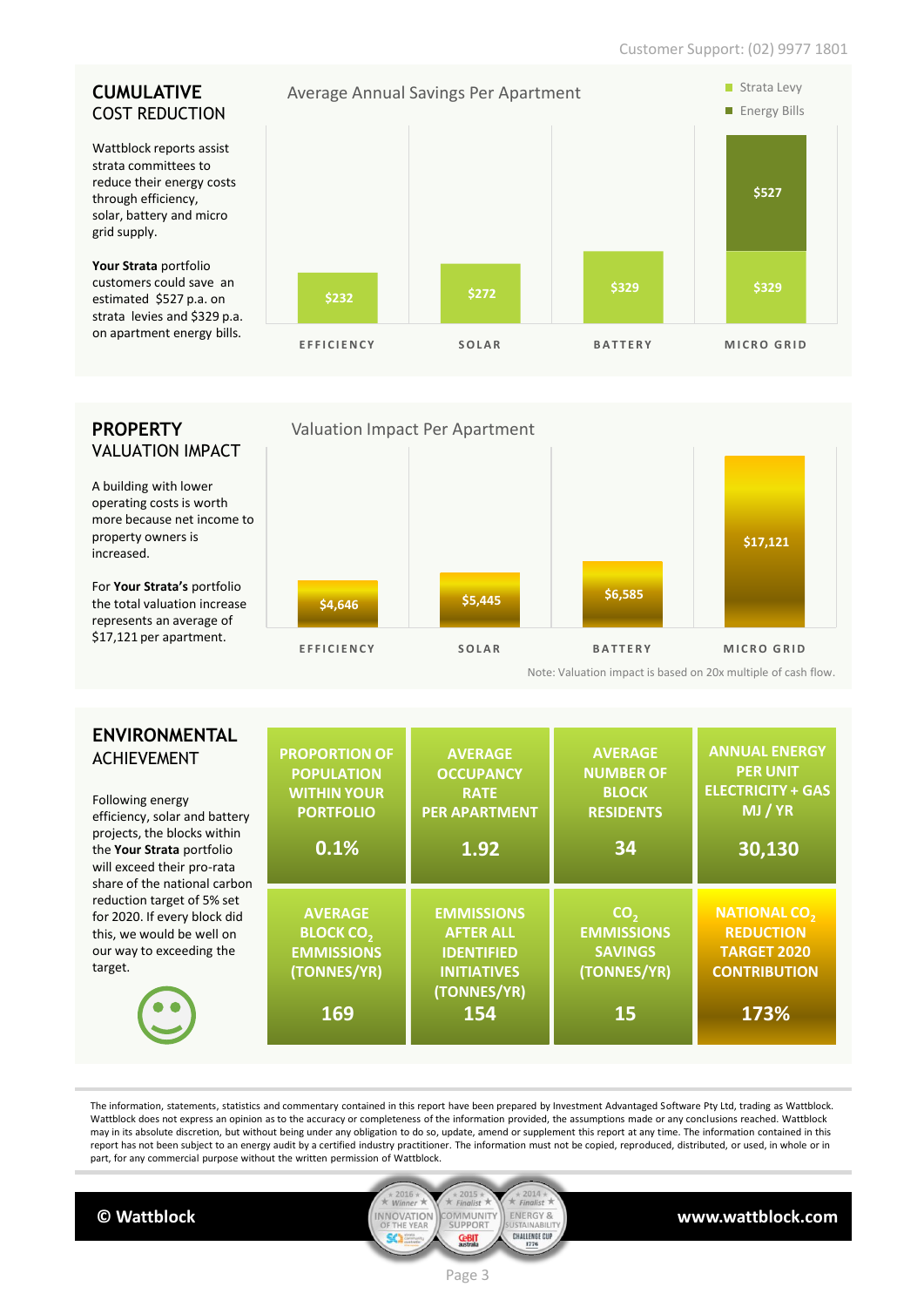## CUMULATIVE COST REDUCTION

Wattblock reports assist strata committees to reduce their energy costs through efficiency, solar, battery and micro grid supply.

**Your Strata** portfolio customers could save an estimated $527 p.a. on strata levies and $329 p.a. on apartment energy bills.

Average Annual Savings Per Apartment

Strata Levy
Energy Bills

$232
$272
$329
$329
$527

EFFICIENCY
SOLAR
BATTERY
MICRO GRID

## PROPERTY VALUATION IMPACT

A building with lower operating costs is worth more because net income to property owners is increased.

For **Your Strata's** portfolio the total valuation increase represents an average of $17,121 per apartment.

Valuation Impact Per Apartment

$4,646
$5,445
$6,585
$17,121

EFFICIENCY
SOLAR
BATTERY
MICRO GRID

Note: Valuation impact is based on 20x multiple of cash flow.

## ENVIRONMENTAL ACHIEVEMENT

Following energy efficiency, solar and battery projects, the blocks within the **Your Strata** portfolio will exceed their pro-rata share of the national carbon reduction target of 5% set for 2020. If every block did this, we would be well on our way to exceeding the target.

| | | | |
|---|---|---|---|
| PROPORTION OF POPULATION WITHIN YOUR PORTFOLIO<br>0.1% | AVERAGE OCCUPANCY RATE PER APARTMENT<br>1.92 | AVERAGE NUMBER OF BLOCK RESIDENTS<br>34 | ANNUAL ENERGY PER UNIT ELECTRICITY + GAS MJ / YR<br>30,130 |
| AVERAGE BLOCK $CO_2$ EMMISSIONS (TONNES/YR)<br>169 | EMMISSIONS AFTER ALL IDENTIFIED INITIATIVES (TONNES/YR)<br>154 | $CO_2$ EMMISSIONS SAVINGS (TONNES/YR)<br>15 | NATIONAL $CO_2$ REDUCTION TARGET 2020 CONTRIBUTION<br>173% |

The information, statements, statistics and commentary contained in this report have been prepared by Investment Advantaged Software Pty Ltd, trading as Wattblock. Wattblock does not express an opinion as to the accuracy or completeness of the information provided, the assumptions made or any conclusions reached. Wattblock may in its absolute discretion, but without being under any obligation to do so, update, amend or supplement this report at any time. The information contained in this report has not been subject to an energy audit by a certified industry practitioner. The information must not be copied, reproduced, distributed, or used, in whole or in part, for any commercial purpose without the written permission of Wattblock.

© Wattblock

2016 Winner INNOVATION OF THE YEAR
2015 Finalist COMMUNITY SUPPORT
2014 Finalist ENERGY & SUSTAINABILITY

www.wattblock.com